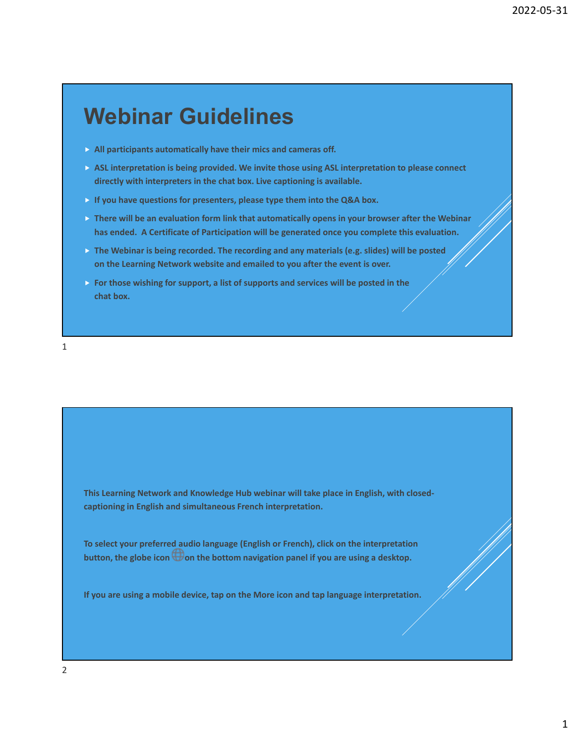# Webinar Guidelines

- **All participants automatically have their mics and cameras off.**
- **ASL interpretation is being provided. We invite those using ASL interpretation to please connect directly with interpreters in the chat box. Live captioning is available.**
- **If you have questions for presenters, please type them into the Q&A box.**
- **There will be an evaluation form link that automatically opens in your browser after the Webinar has ended. A Certificate of Participation will be generated once you complete this evaluation.**
- **The Webinar is being recorded. The recording and any materials (e.g. slides) will be posted on the Learning Network website and emailed to you after the event is over.**
- **For those wishing for support, a list of supports and services will be posted in the chat box.**

**This Learning Network and Knowledge Hub webinar will take place in English, with closed-captioning in English and simultaneous French interpretation.**

**To select your preferred audio language (English or French), click on the interpretation button, the globe icon on the bottom navigation panel if you are using a desktop.**

**If you are using a mobile device, tap on the More icon and tap language interpretation.**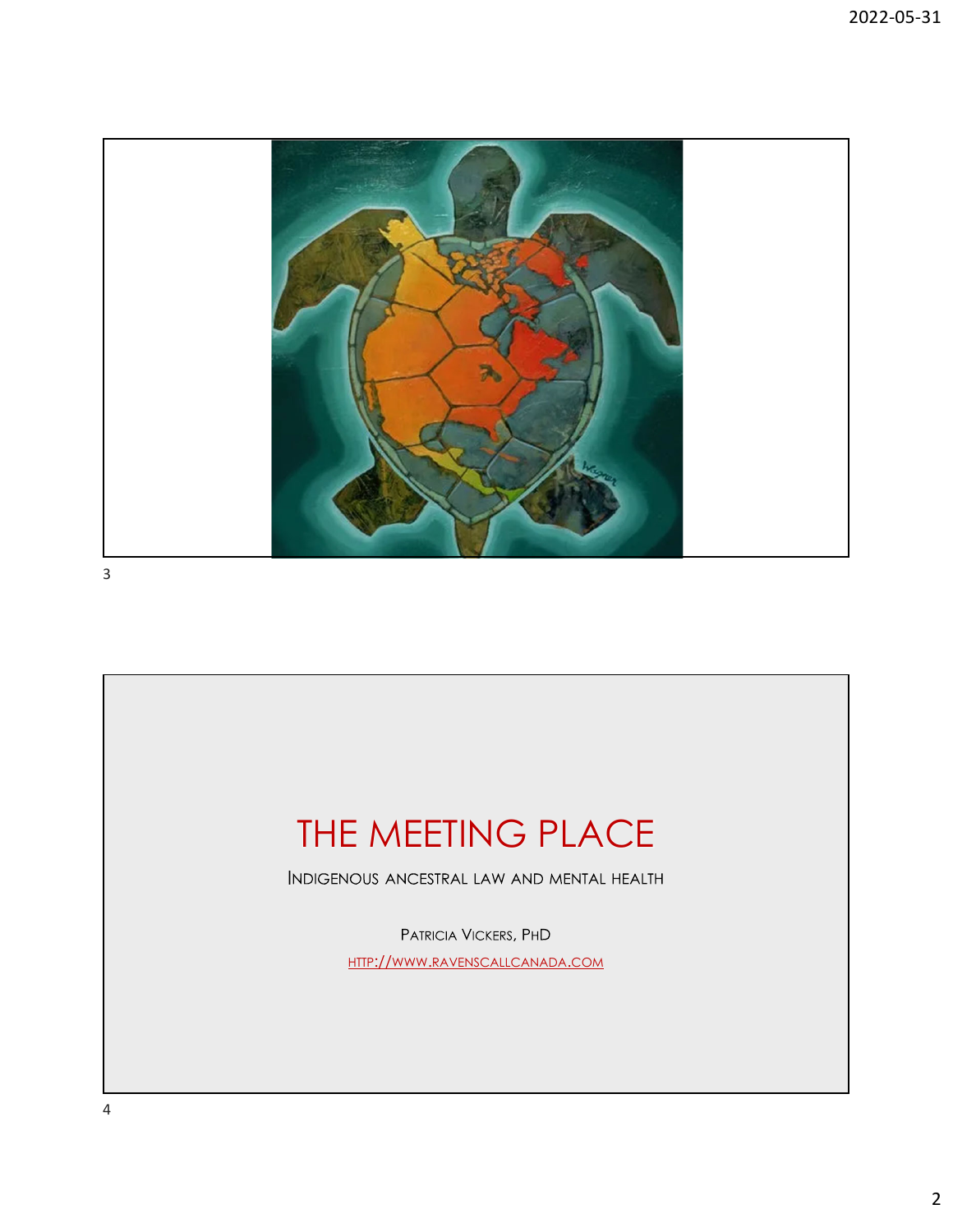# THE MEETING PLACE

INDIGENOUS ANCESTRAL LAW AND MENTAL HEALTH

PATRICIA VICKERS, PHD

HTTP://WWW.RAVENSCALLCANADA.COM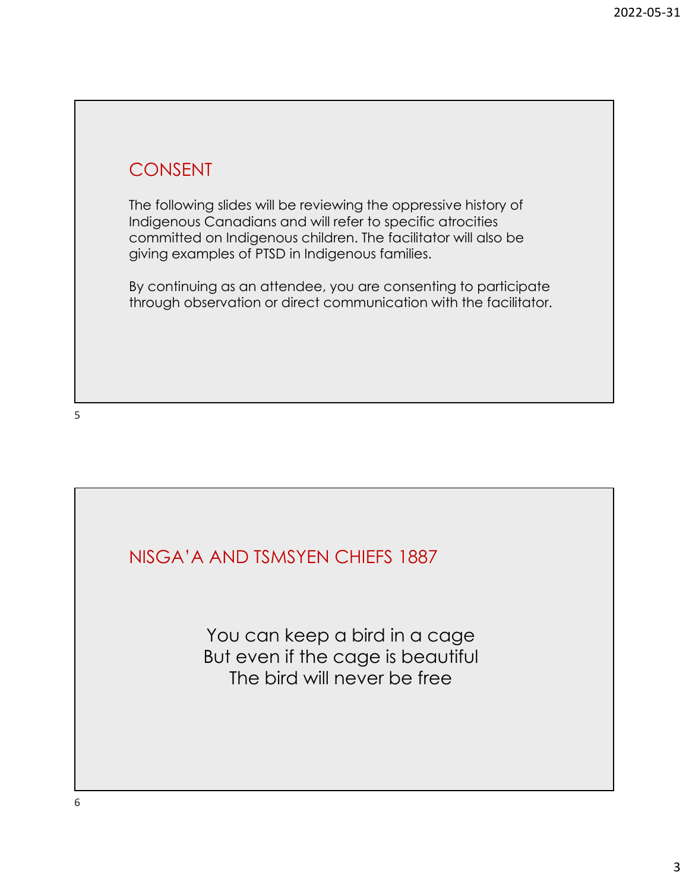## CONSENT

The following slides will be reviewing the oppressive history of Indigenous Canadians and will refer to specific atrocities committed on Indigenous children. The facilitator will also be giving examples of PTSD in Indigenous families.

By continuing as an attendee, you are consenting to participate through observation or direct communication with the facilitator.

## NISGA'A AND TSMSYEN CHIEFS 1887

You can keep a bird in a cage
But even if the cage is beautiful
The bird will never be free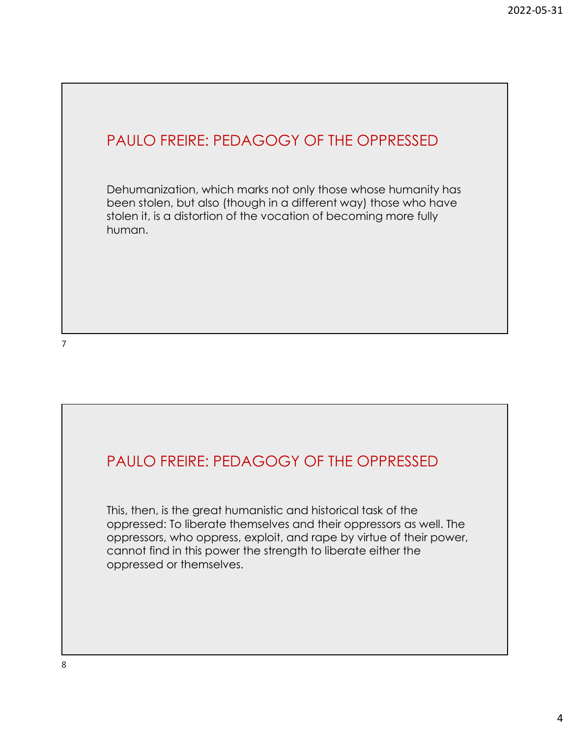## PAULO FREIRE: PEDAGOGY OF THE OPPRESSED

Dehumanization, which marks not only those whose humanity has been stolen, but also (though in a different way) those who have stolen it, is a distortion of the vocation of becoming more fully human.

## PAULO FREIRE: PEDAGOGY OF THE OPPRESSED

This, then, is the great humanistic and historical task of the oppressed: To liberate themselves and their oppressors as well. The oppressors, who oppress, exploit, and rape by virtue of their power, cannot find in this power the strength to liberate either the oppressed or themselves.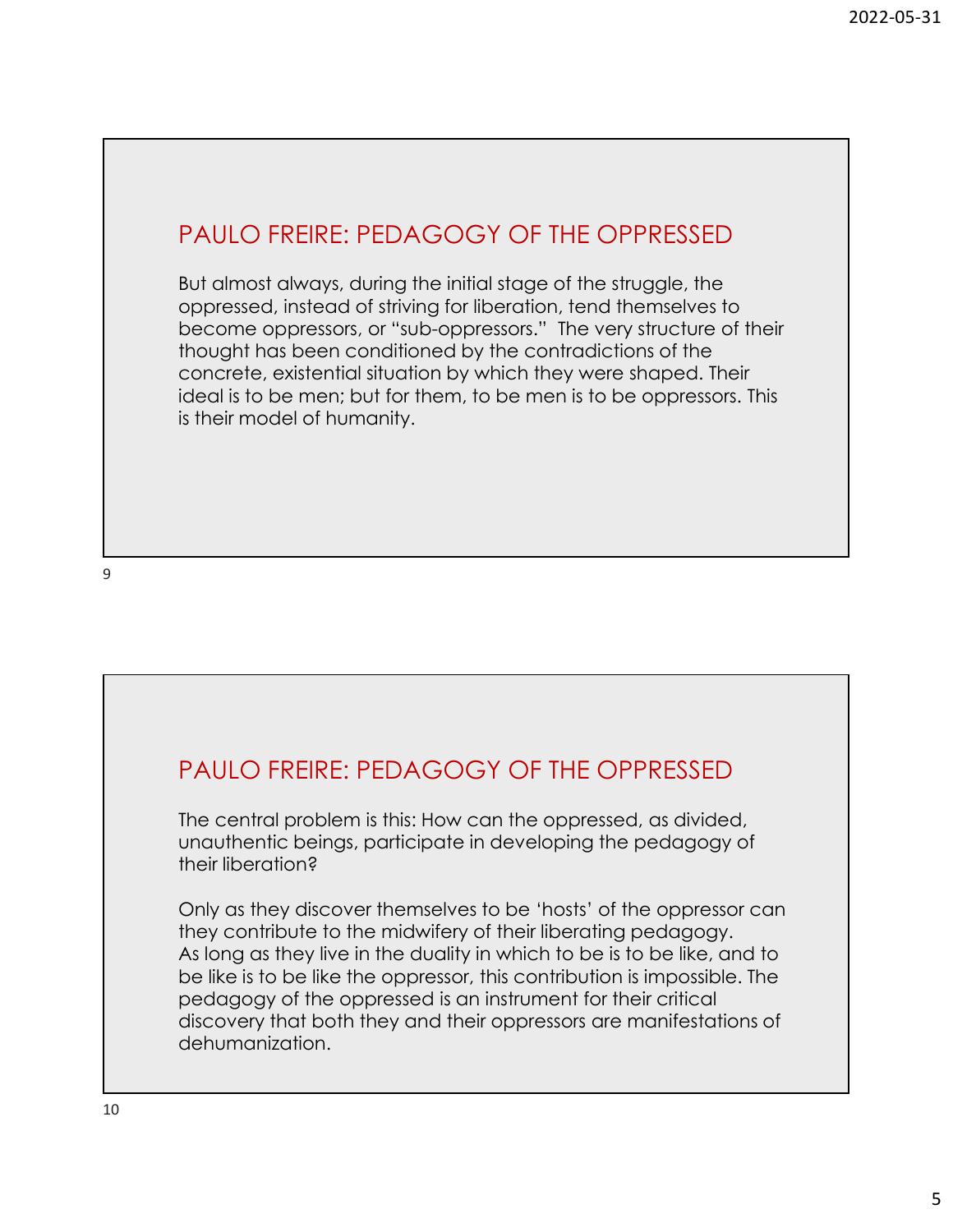## PAULO FREIRE: PEDAGOGY OF THE OPPRESSED

But almost always, during the initial stage of the struggle, the oppressed, instead of striving for liberation, tend themselves to become oppressors, or "sub-oppressors." The very structure of their thought has been conditioned by the contradictions of the concrete, existential situation by which they were shaped. Their ideal is to be men; but for them, to be men is to be oppressors. This is their model of humanity.

## PAULO FREIRE: PEDAGOGY OF THE OPPRESSED

The central problem is this: How can the oppressed, as divided, unauthentic beings, participate in developing the pedagogy of their liberation?

Only as they discover themselves to be 'hosts' of the oppressor can they contribute to the midwifery of their liberating pedagogy. As long as they live in the duality in which to be is to be like, and to be like is to be like the oppressor, this contribution is impossible. The pedagogy of the oppressed is an instrument for their critical discovery that both they and their oppressors are manifestations of dehumanization.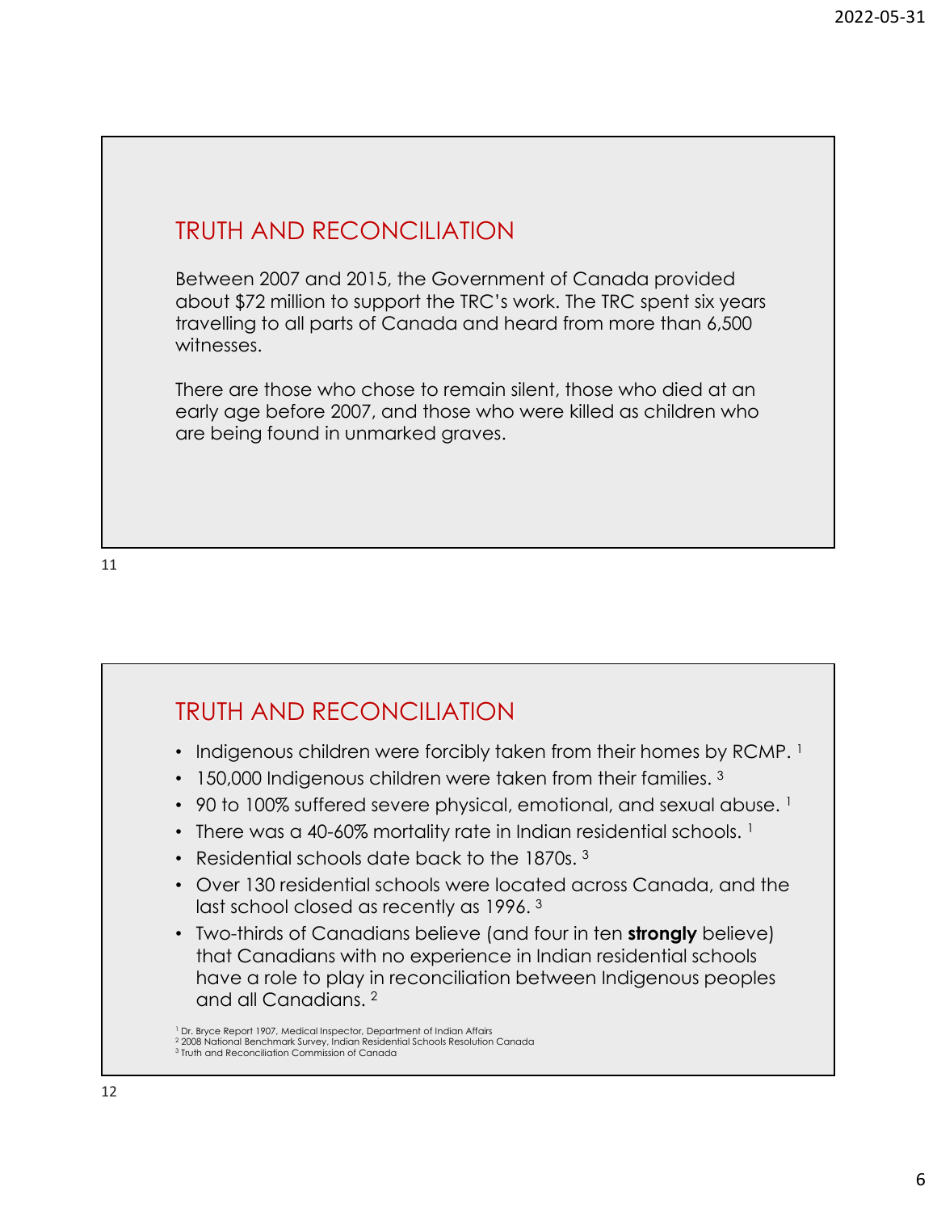## TRUTH AND RECONCILIATION

Between 2007 and 2015, the Government of Canada provided about $72 million to support the TRC's work. The TRC spent six years travelling to all parts of Canada and heard from more than 6,500 witnesses.

There are those who chose to remain silent, those who died at an early age before 2007, and those who were killed as children who are being found in unmarked graves.

## TRUTH AND RECONCILIATION

- Indigenous children were forcibly taken from their homes by RCMP. [1]
- 150,000 Indigenous children were taken from their families. [3]
- 90 to 100% suffered severe physical, emotional, and sexual abuse. [1]
- There was a 40-60% mortality rate in Indian residential schools. [1]
- Residential schools date back to the 1870s. [3]
- Over 130 residential schools were located across Canada, and the last school closed as recently as 1996. [3]
- Two-thirds of Canadians believe (and four in ten **strongly** believe) that Canadians with no experience in Indian residential schools have a role to play in reconciliation between Indigenous peoples and all Canadians. [2]

[1] Dr. Bryce Report 1907, Medical Inspector, Department of Indian Affairs
[2] 2008 National Benchmark Survey, Indian Residential Schools Resolution Canada
[3] Truth and Reconciliation Commission of Canada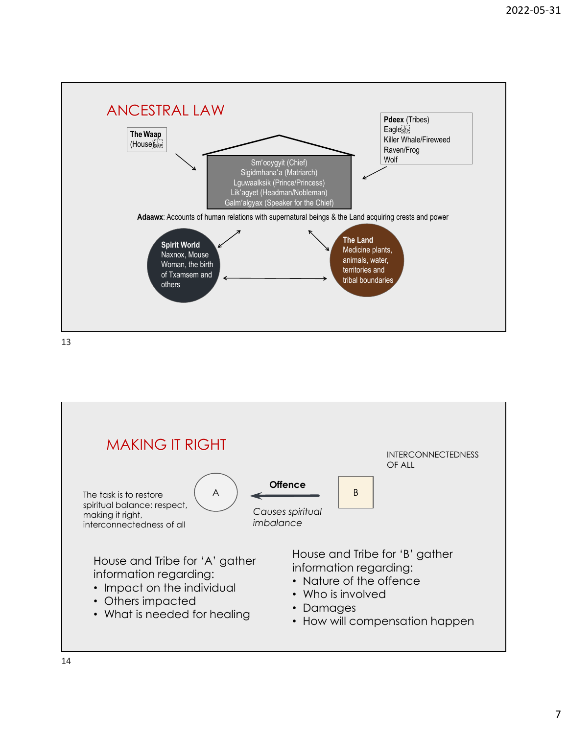## ANCESTRAL LAW

**The Waap** (House)

**Pdeex** (Tribes)
Eagle
Killer Whale/Fireweed
Raven/Frog
Wolf

Sm'ooygyit (Chief)
Sigidmhana'a (Matriarch)
Lguwaalksik (Prince/Princess)
Lik'agyet (Headman/Nobleman)
Galm'algyax (Speaker for the Chief)

**Adaawx**: Accounts of human relations with supernatural beings & the Land acquiring crests and power

**Spirit World**
Naxnox, Mouse Woman, the birth of Txamsem and others

**The Land**
Medicine plants, animals, water, territories and tribal boundaries

## MAKING IT RIGHT

INTERCONNECTEDNESS OF ALL

The task is to restore spiritual balance: respect, making it right, interconnectedness of all

A ← **Offence** — B

*Causes spiritual imbalance*

House and Tribe for 'A' gather information regarding:

- Impact on the individual
- Others impacted
- What is needed for healing

House and Tribe for 'B' gather information regarding:

- Nature of the offence
- Who is involved
- Damages
- How will compensation happen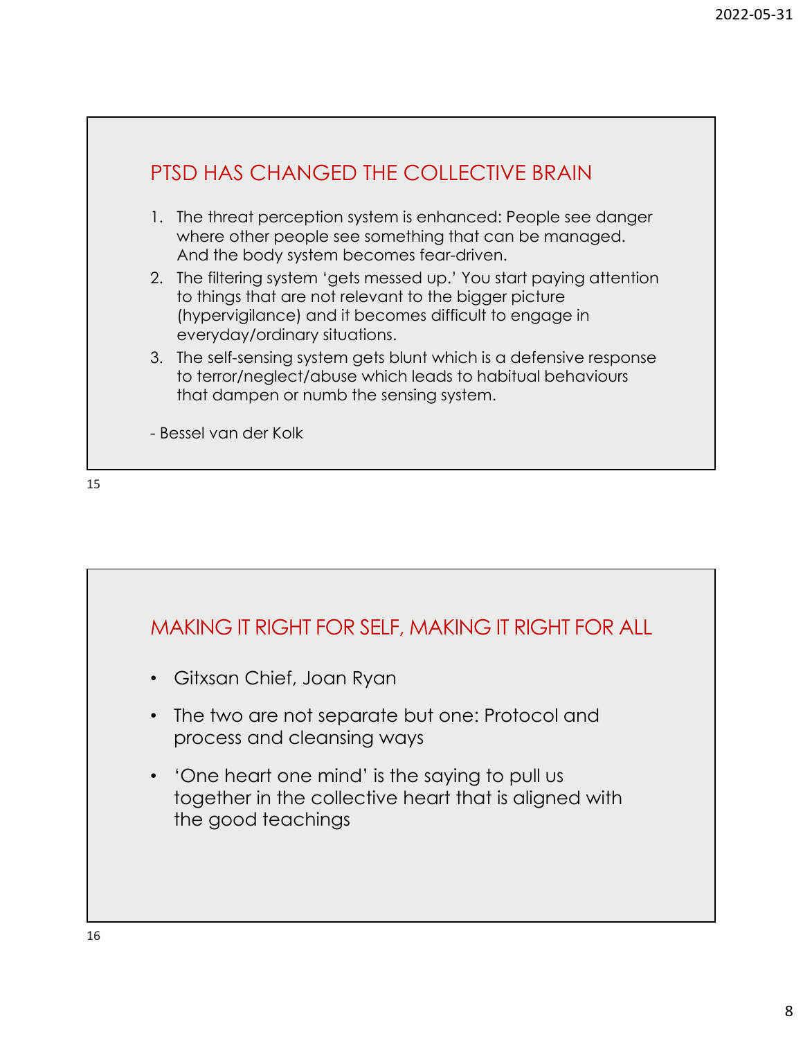## PTSD HAS CHANGED THE COLLECTIVE BRAIN

1. The threat perception system is enhanced: People see danger where other people see something that can be managed. And the body system becomes fear-driven.
2. The filtering system 'gets messed up.' You start paying attention to things that are not relevant to the bigger picture (hypervigilance) and it becomes difficult to engage in everyday/ordinary situations.
3. The self-sensing system gets blunt which is a defensive response to terror/neglect/abuse which leads to habitual behaviours that dampen or numb the sensing system.

- Bessel van der Kolk

## MAKING IT RIGHT FOR SELF, MAKING IT RIGHT FOR ALL

- Gitxsan Chief, Joan Ryan
- The two are not separate but one: Protocol and process and cleansing ways
- 'One heart one mind' is the saying to pull us together in the collective heart that is aligned with the good teachings